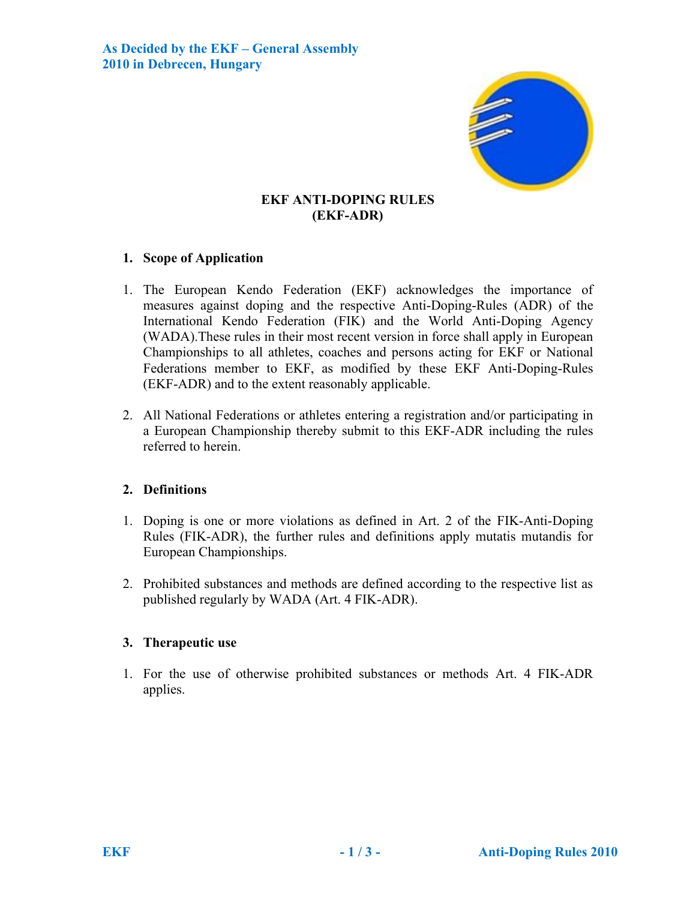As Decided by the EKF – General Assembly
2010 in Debrecen, Hungary

# EKF ANTI-DOPING RULES
# (EKF-ADR)

## 1. Scope of Application

1. The European Kendo Federation (EKF) acknowledges the importance of measures against doping and the respective Anti-Doping-Rules (ADR) of the International Kendo Federation (FIK) and the World Anti-Doping Agency (WADA).These rules in their most recent version in force shall apply in European Championships to all athletes, coaches and persons acting for EKF or National Federations member to EKF, as modified by these EKF Anti-Doping-Rules (EKF-ADR) and to the extent reasonably applicable.

2. All National Federations or athletes entering a registration and/or participating in a European Championship thereby submit to this EKF-ADR including the rules referred to herein.

## 2. Definitions

1. Doping is one or more violations as defined in Art. 2 of the FIK-Anti-Doping Rules (FIK-ADR), the further rules and definitions apply mutatis mutandis for European Championships.

2. Prohibited substances and methods are defined according to the respective list as published regularly by WADA (Art. 4 FIK-ADR).

## 3. Therapeutic use

1. For the use of otherwise prohibited substances or methods Art. 4 FIK-ADR applies.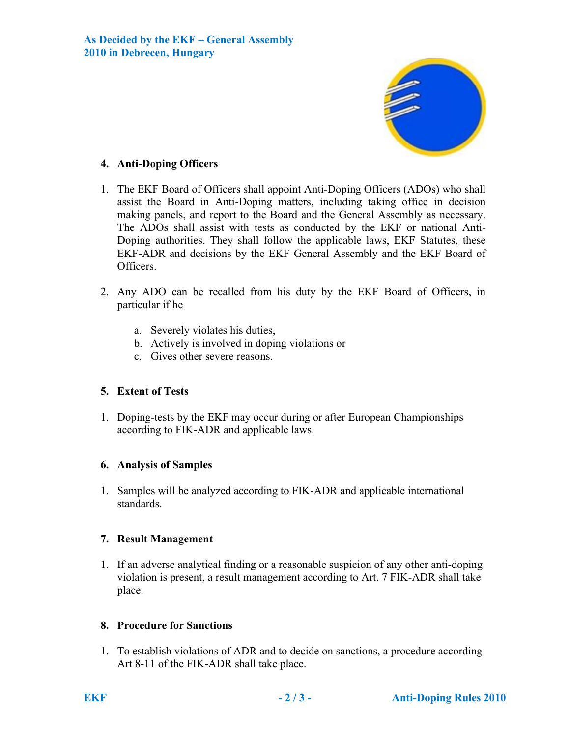## 4. Anti-Doping Officers

1. The EKF Board of Officers shall appoint Anti-Doping Officers (ADOs) who shall assist the Board in Anti-Doping matters, including taking office in decision making panels, and report to the Board and the General Assembly as necessary. The ADOs shall assist with tests as conducted by the EKF or national Anti-Doping authorities. They shall follow the applicable laws, EKF Statutes, these EKF-ADR and decisions by the EKF General Assembly and the EKF Board of Officers.

2. Any ADO can be recalled from his duty by the EKF Board of Officers, in particular if he

   a. Severely violates his duties,
   b. Actively is involved in doping violations or
   c. Gives other severe reasons.

## 5. Extent of Tests

1. Doping-tests by the EKF may occur during or after European Championships according to FIK-ADR and applicable laws.

## 6. Analysis of Samples

1. Samples will be analyzed according to FIK-ADR and applicable international standards.

## 7. Result Management

1. If an adverse analytical finding or a reasonable suspicion of any other anti-doping violation is present, a result management according to Art. 7 FIK-ADR shall take place.

## 8. Procedure for Sanctions

1. To establish violations of ADR and to decide on sanctions, a procedure according Art 8-11 of the FIK-ADR shall take place.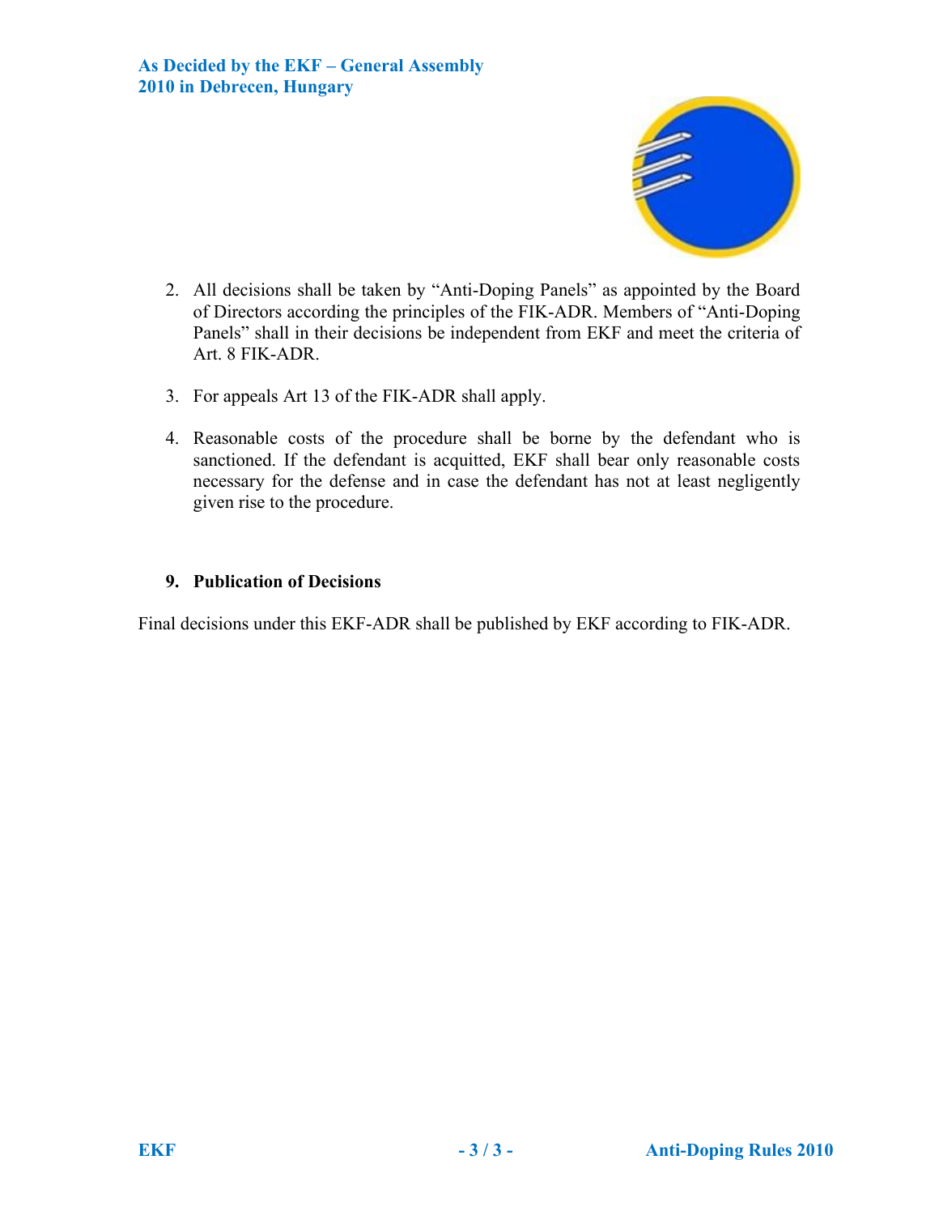2. All decisions shall be taken by "Anti-Doping Panels" as appointed by the Board of Directors according the principles of the FIK-ADR. Members of "Anti-Doping Panels" shall in their decisions be independent from EKF and meet the criteria of Art. 8 FIK-ADR.

3. For appeals Art 13 of the FIK-ADR shall apply.

4. Reasonable costs of the procedure shall be borne by the defendant who is sanctioned. If the defendant is acquitted, EKF shall bear only reasonable costs necessary for the defense and in case the defendant has not at least negligently given rise to the procedure.

## 9. Publication of Decisions

Final decisions under this EKF-ADR shall be published by EKF according to FIK-ADR.